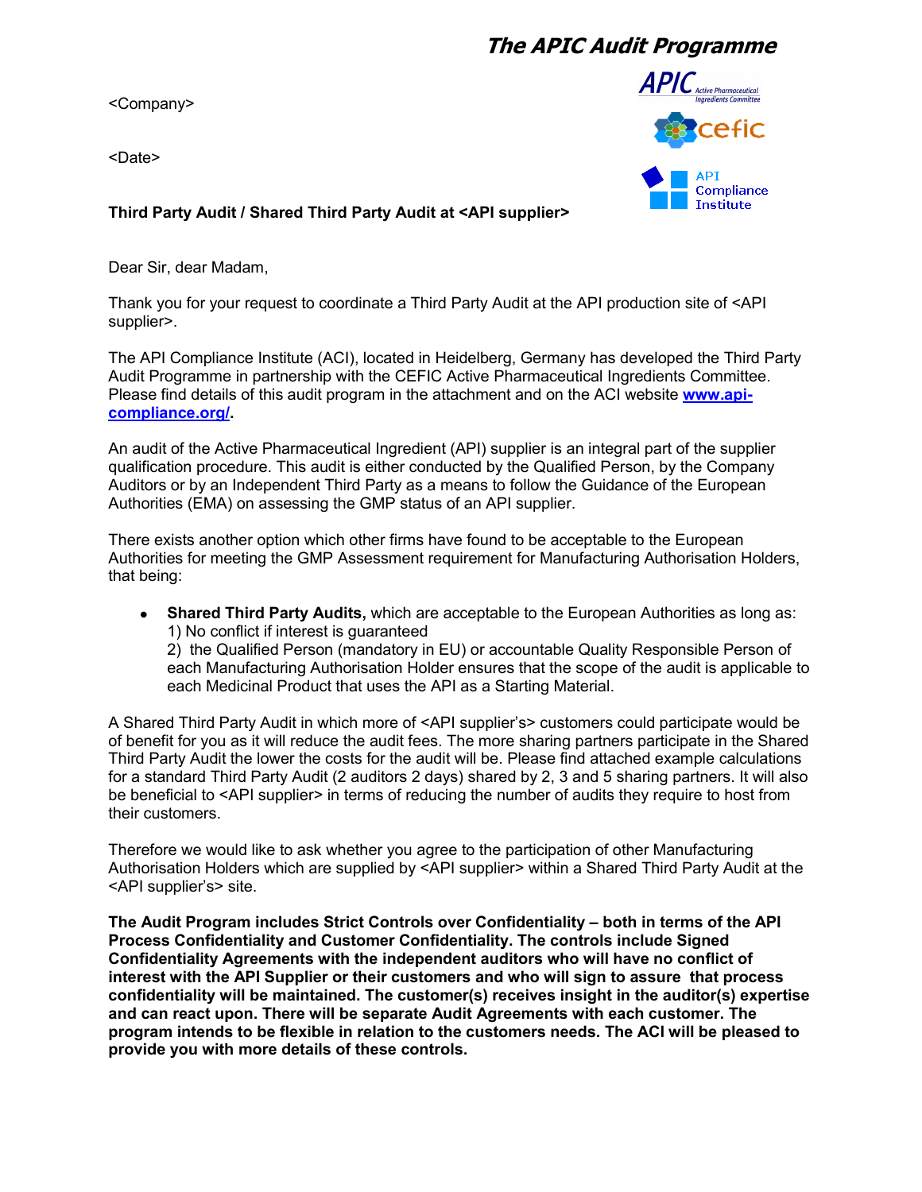# The APIC Audit Programme

<Company>

<Date>

**Third Party Audit / Shared Third Party Audit at <API supplier>**

Dear Sir, dear Madam,

Thank you for your request to coordinate a Third Party Audit at the API production site of <API supplier>.

The API Compliance Institute (ACI), located in Heidelberg, Germany has developed the Third Party Audit Programme in partnership with the CEFIC Active Pharmaceutical Ingredients Committee. Please find details of this audit program in the attachment and on the ACI website **www.api-compliance.org/.**

An audit of the Active Pharmaceutical Ingredient (API) supplier is an integral part of the supplier qualification procedure. This audit is either conducted by the Qualified Person, by the Company Auditors or by an Independent Third Party as a means to follow the Guidance of the European Authorities (EMA) on assessing the GMP status of an API supplier.

There exists another option which other firms have found to be acceptable to the European Authorities for meeting the GMP Assessment requirement for Manufacturing Authorisation Holders, that being:

- **Shared Third Party Audits,** which are acceptable to the European Authorities as long as:
  1) No conflict if interest is guaranteed
  2) the Qualified Person (mandatory in EU) or accountable Quality Responsible Person of each Manufacturing Authorisation Holder ensures that the scope of the audit is applicable to each Medicinal Product that uses the API as a Starting Material.

A Shared Third Party Audit in which more of <API supplier's> customers could participate would be of benefit for you as it will reduce the audit fees. The more sharing partners participate in the Shared Third Party Audit the lower the costs for the audit will be. Please find attached example calculations for a standard Third Party Audit (2 auditors 2 days) shared by 2, 3 and 5 sharing partners. It will also be beneficial to <API supplier> in terms of reducing the number of audits they require to host from their customers.

Therefore we would like to ask whether you agree to the participation of other Manufacturing Authorisation Holders which are supplied by <API supplier> within a Shared Third Party Audit at the <API supplier's> site.

**The Audit Program includes Strict Controls over Confidentiality – both in terms of the API Process Confidentiality and Customer Confidentiality. The controls include Signed Confidentiality Agreements with the independent auditors who will have no conflict of interest with the API Supplier or their customers and who will sign to assure that process confidentiality will be maintained. The customer(s) receives insight in the auditor(s) expertise and can react upon. There will be separate Audit Agreements with each customer. The program intends to be flexible in relation to the customers needs. The ACI will be pleased to provide you with more details of these controls.**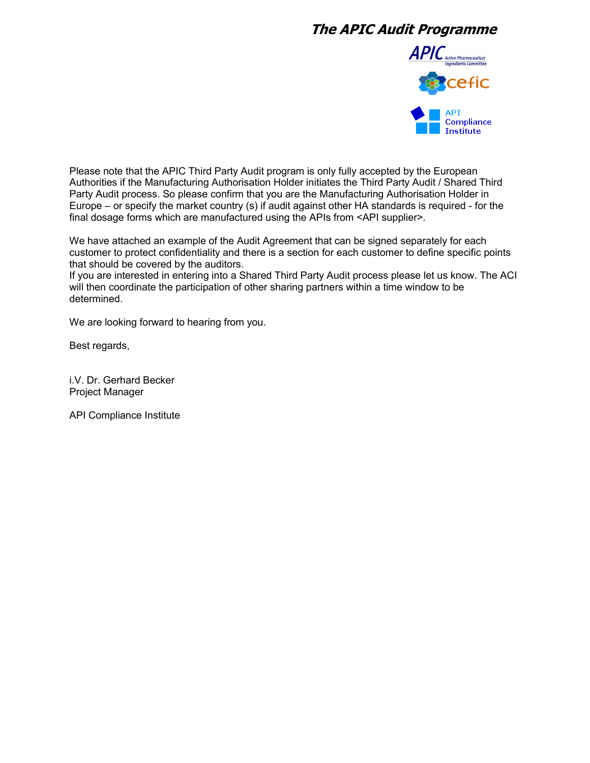Please note that the APIC Third Party Audit program is only fully accepted by the European Authorities if the Manufacturing Authorisation Holder initiates the Third Party Audit / Shared Third Party Audit process. So please confirm that you are the Manufacturing Authorisation Holder in Europe – or specify the market country (s) if audit against other HA standards is required - for the final dosage forms which are manufactured using the APIs from <API supplier>.

We have attached an example of the Audit Agreement that can be signed separately for each customer to protect confidentiality and there is a section for each customer to define specific points that should be covered by the auditors.
If you are interested in entering into a Shared Third Party Audit process please let us know. The ACI will then coordinate the participation of other sharing partners within a time window to be determined.

We are looking forward to hearing from you.

Best regards,

i.V. Dr. Gerhard Becker
Project Manager

API Compliance Institute